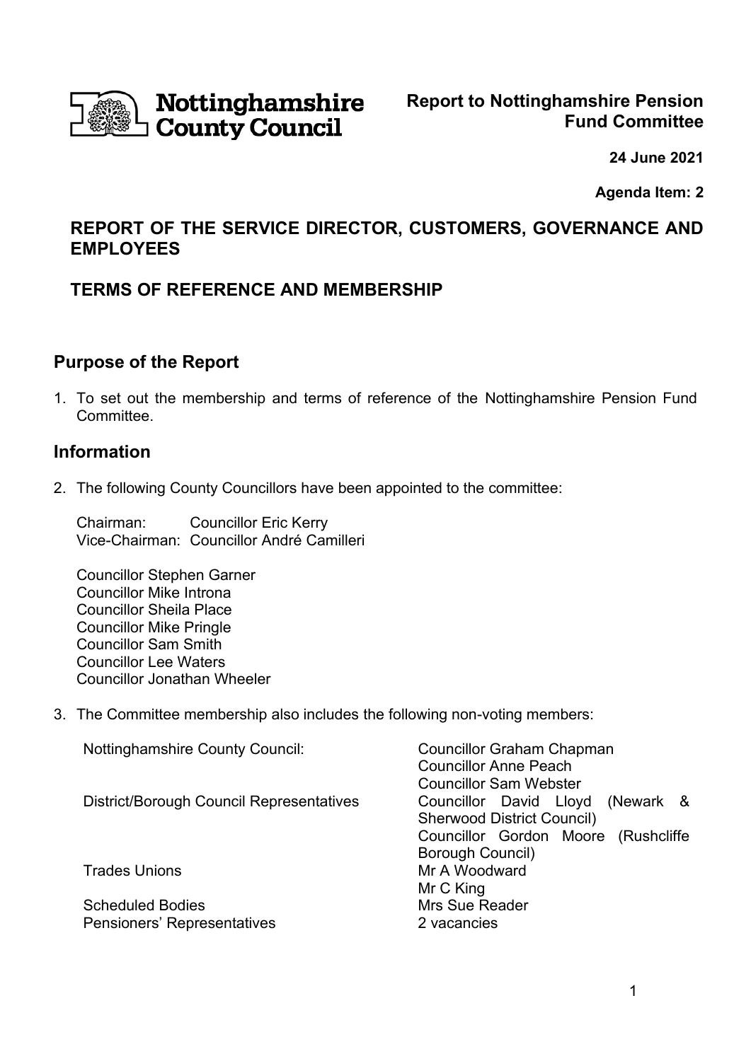Nottinghamshire County Council

**Report to Nottinghamshire Pension Fund Committee**

**24 June 2021**

**Agenda Item: 2**

## REPORT OF THE SERVICE DIRECTOR, CUSTOMERS, GOVERNANCE AND EMPLOYEES

## TERMS OF REFERENCE AND MEMBERSHIP

## Purpose of the Report

1. To set out the membership and terms of reference of the Nottinghamshire Pension Fund Committee.

## Information

2. The following County Councillors have been appointed to the committee:

   Chairman: Councillor Eric Kerry
   Vice-Chairman: Councillor André Camilleri

   Councillor Stephen Garner
   Councillor Mike Introna
   Councillor Sheila Place
   Councillor Mike Pringle
   Councillor Sam Smith
   Councillor Lee Waters
   Councillor Jonathan Wheeler

3. The Committee membership also includes the following non-voting members:

| | |
|---|---|
| Nottinghamshire County Council: | Councillor Graham Chapman<br>Councillor Anne Peach<br>Councillor Sam Webster |
| District/Borough Council Representatives | Councillor David Lloyd (Newark & Sherwood District Council)<br>Councillor Gordon Moore (Rushcliffe Borough Council) |
| Trades Unions | Mr A Woodward<br>Mr C King |
| Scheduled Bodies | Mrs Sue Reader |
| Pensioners' Representatives | 2 vacancies |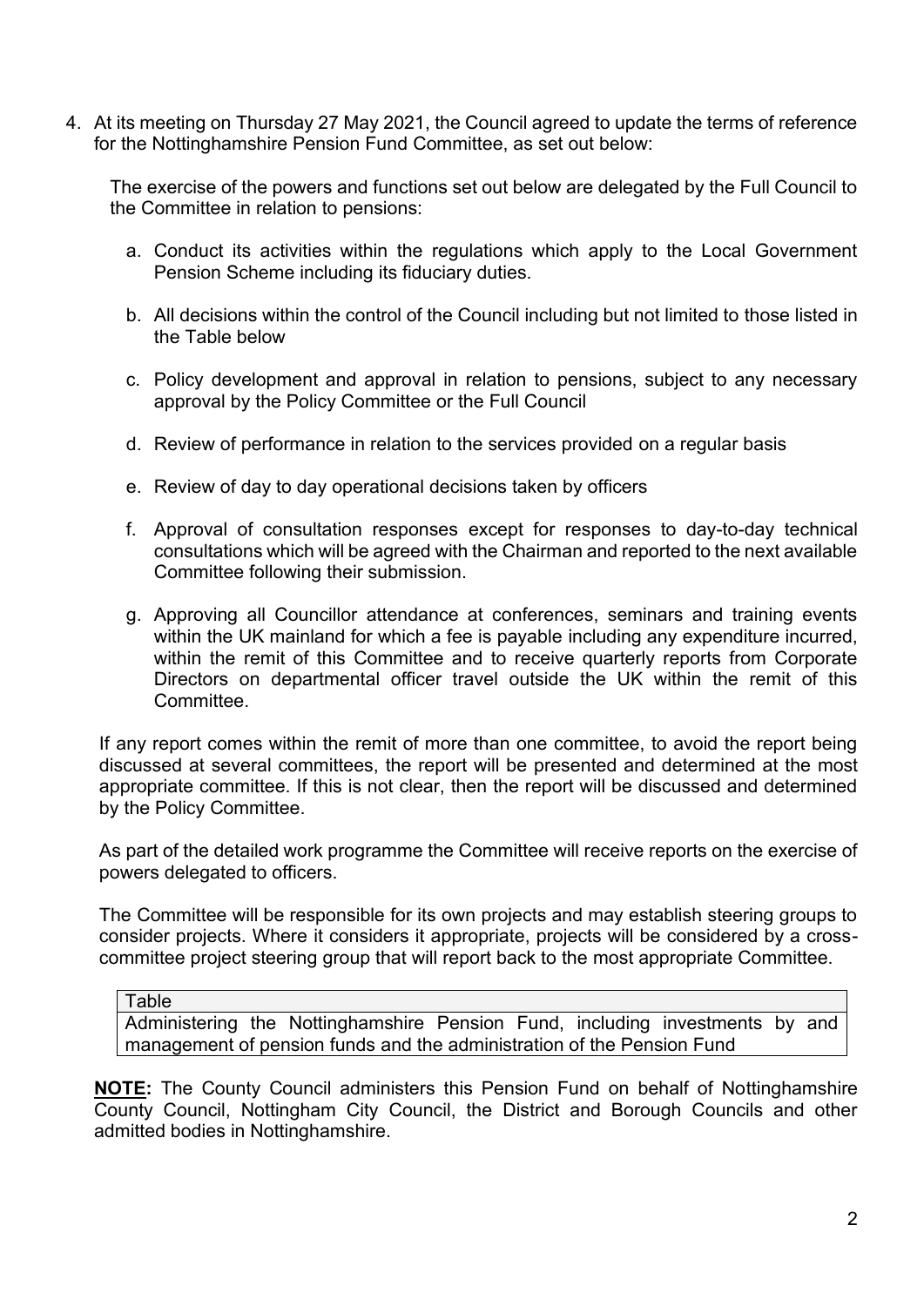4. At its meeting on Thursday 27 May 2021, the Council agreed to update the terms of reference for the Nottinghamshire Pension Fund Committee, as set out below:

   The exercise of the powers and functions set out below are delegated by the Full Council to the Committee in relation to pensions:

   a. Conduct its activities within the regulations which apply to the Local Government Pension Scheme including its fiduciary duties.

   b. All decisions within the control of the Council including but not limited to those listed in the Table below

   c. Policy development and approval in relation to pensions, subject to any necessary approval by the Policy Committee or the Full Council

   d. Review of performance in relation to the services provided on a regular basis

   e. Review of day to day operational decisions taken by officers

   f. Approval of consultation responses except for responses to day-to-day technical consultations which will be agreed with the Chairman and reported to the next available Committee following their submission.

   g. Approving all Councillor attendance at conferences, seminars and training events within the UK mainland for which a fee is payable including any expenditure incurred, within the remit of this Committee and to receive quarterly reports from Corporate Directors on departmental officer travel outside the UK within the remit of this Committee.

   If any report comes within the remit of more than one committee, to avoid the report being discussed at several committees, the report will be presented and determined at the most appropriate committee. If this is not clear, then the report will be discussed and determined by the Policy Committee.

   As part of the detailed work programme the Committee will receive reports on the exercise of powers delegated to officers.

   The Committee will be responsible for its own projects and may establish steering groups to consider projects. Where it considers it appropriate, projects will be considered by a cross-committee project steering group that will report back to the most appropriate Committee.

| Table |
| --- |
| Administering the Nottinghamshire Pension Fund, including investments by and management of pension funds and the administration of the Pension Fund |

**NOTE:** The County Council administers this Pension Fund on behalf of Nottinghamshire County Council, Nottingham City Council, the District and Borough Councils and other admitted bodies in Nottinghamshire.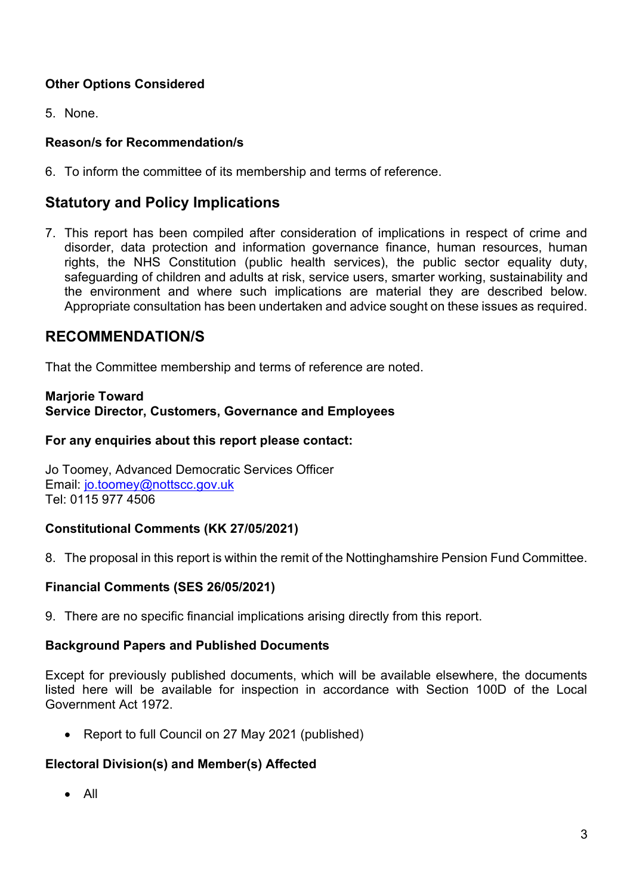**Other Options Considered**

5. None.

**Reason/s for Recommendation/s**

6. To inform the committee of its membership and terms of reference.

## Statutory and Policy Implications

7. This report has been compiled after consideration of implications in respect of crime and disorder, data protection and information governance finance, human resources, human rights, the NHS Constitution (public health services), the public sector equality duty, safeguarding of children and adults at risk, service users, smarter working, sustainability and the environment and where such implications are material they are described below. Appropriate consultation has been undertaken and advice sought on these issues as required.

## RECOMMENDATION/S

That the Committee membership and terms of reference are noted.

**Marjorie Toward**
**Service Director, Customers, Governance and Employees**

**For any enquiries about this report please contact:**

Jo Toomey, Advanced Democratic Services Officer
Email: jo.toomey@nottscc.gov.uk
Tel: 0115 977 4506

**Constitutional Comments (KK 27/05/2021)**

8. The proposal in this report is within the remit of the Nottinghamshire Pension Fund Committee.

**Financial Comments (SES 26/05/2021)**

9. There are no specific financial implications arising directly from this report.

**Background Papers and Published Documents**

Except for previously published documents, which will be available elsewhere, the documents listed here will be available for inspection in accordance with Section 100D of the Local Government Act 1972.

- Report to full Council on 27 May 2021 (published)

**Electoral Division(s) and Member(s) Affected**

- All